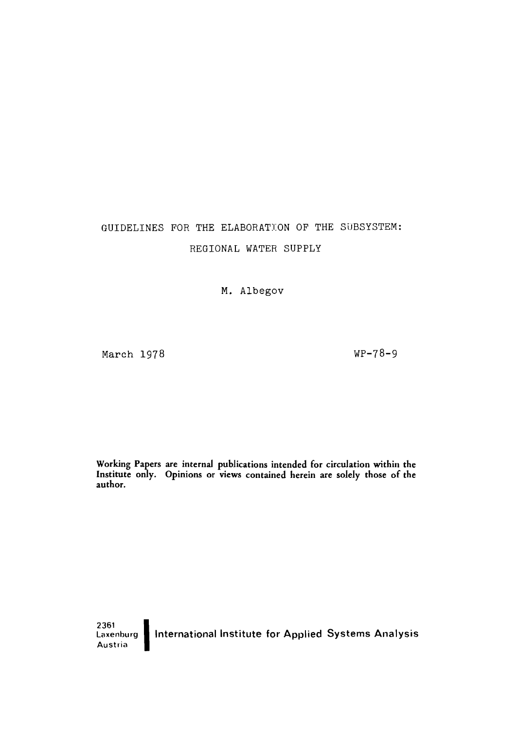# GUIDELINES FOR THE ELABORATION OF THE SUBSYSTEM: REGIONAL WATER SUPPLY

M. Albegov

March 1978

WP-78-9

**Working Papers are internal publications intended for circulation within the Institute only. Opinions or views contained herein are solely those of the author.**

2361
Laxenburg
Austria

International Institute for Applied Systems Analysis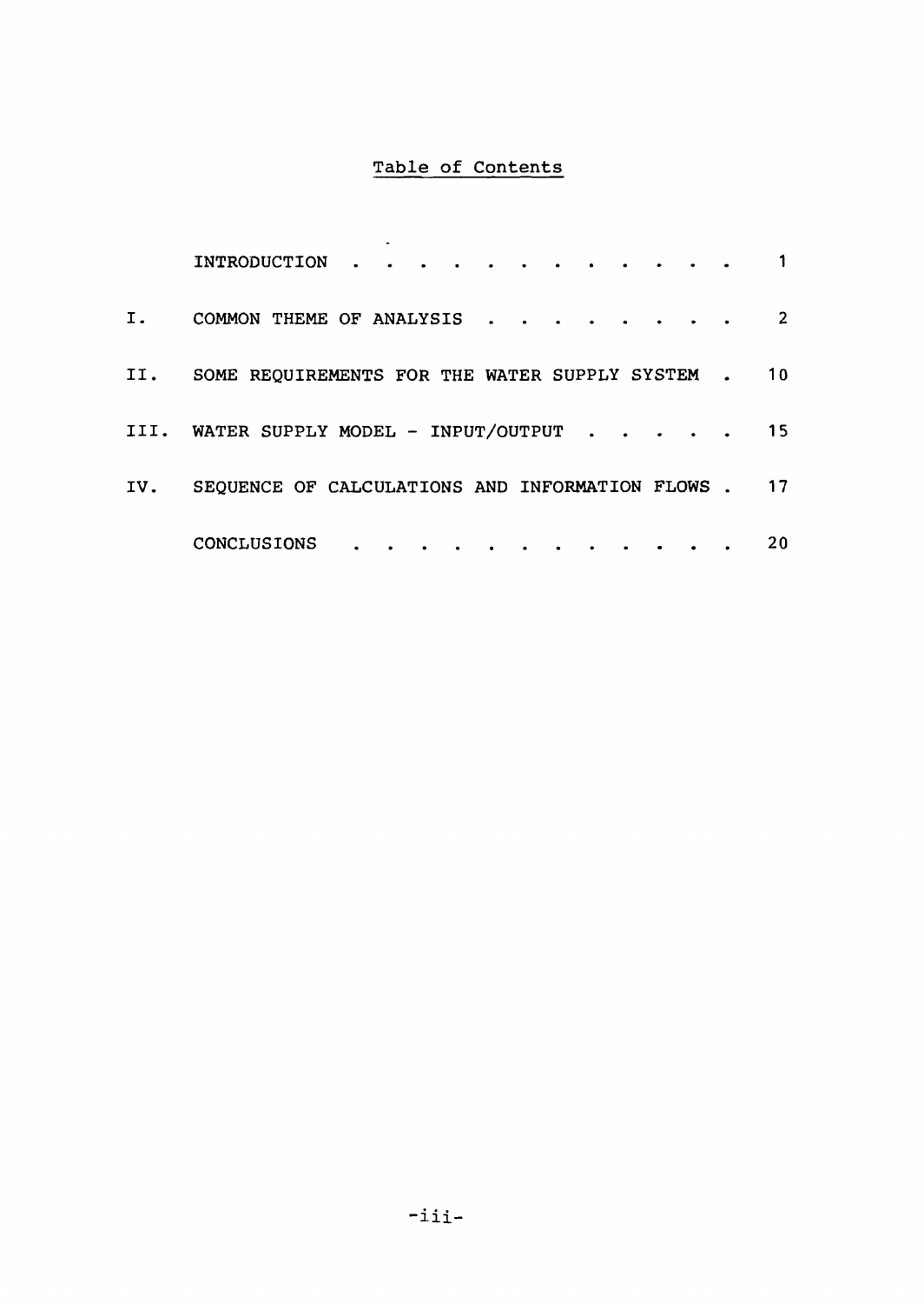# Table of Contents

| | | |
|---|---|---|
| | INTRODUCTION | 1 |
| I. | COMMON THEME OF ANALYSIS | 2 |
| II. | SOME REQUIREMENTS FOR THE WATER SUPPLY SYSTEM | 10 |
| III. | WATER SUPPLY MODEL - INPUT/OUTPUT | 15 |
| IV. | SEQUENCE OF CALCULATIONS AND INFORMATION FLOWS | 17 |
| | CONCLUSIONS | 20 |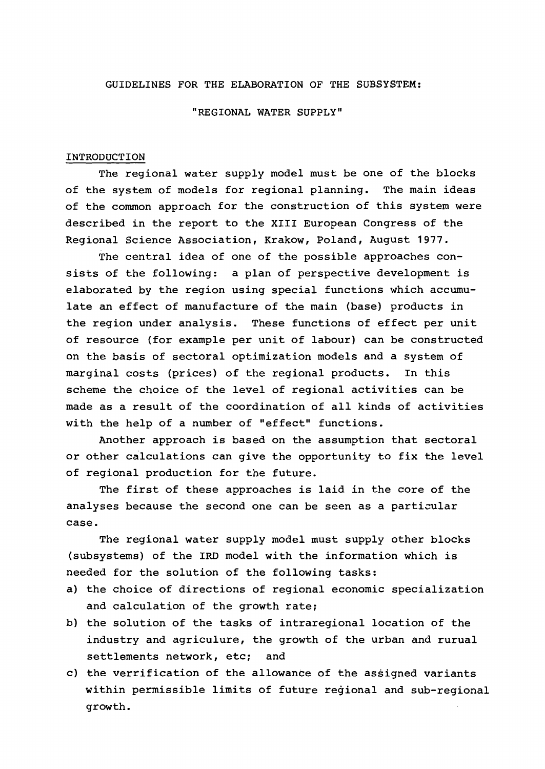GUIDELINES FOR THE ELABORATION OF THE SUBSYSTEM:

"REGIONAL WATER SUPPLY"

## INTRODUCTION

The regional water supply model must be one of the blocks of the system of models for regional planning. The main ideas of the common approach for the construction of this system were described in the report to the XIII European Congress of the Regional Science Association, Krakow, Poland, August 1977.

The central idea of one of the possible approaches consists of the following: a plan of perspective development is elaborated by the region using special functions which accumulate an effect of manufacture of the main (base) products in the region under analysis. These functions of effect per unit of resource (for example per unit of labour) can be constructed on the basis of sectoral optimization models and a system of marginal costs (prices) of the regional products. In this scheme the choice of the level of regional activities can be made as a result of the coordination of all kinds of activities with the help of a number of "effect" functions.

Another approach is based on the assumption that sectoral or other calculations can give the opportunity to fix the level of regional production for the future.

The first of these approaches is laid in the core of the analyses because the second one can be seen as a particular case.

The regional water supply model must supply other blocks (subsystems) of the IRD model with the information which is needed for the solution of the following tasks:

a) the choice of directions of regional economic specialization and calculation of the growth rate;
b) the solution of the tasks of intraregional location of the industry and agriculure, the growth of the urban and rurual settlements network, etc; and
c) the verrification of the allowance of the assigned variants within permissible limits of future regional and sub-regional growth.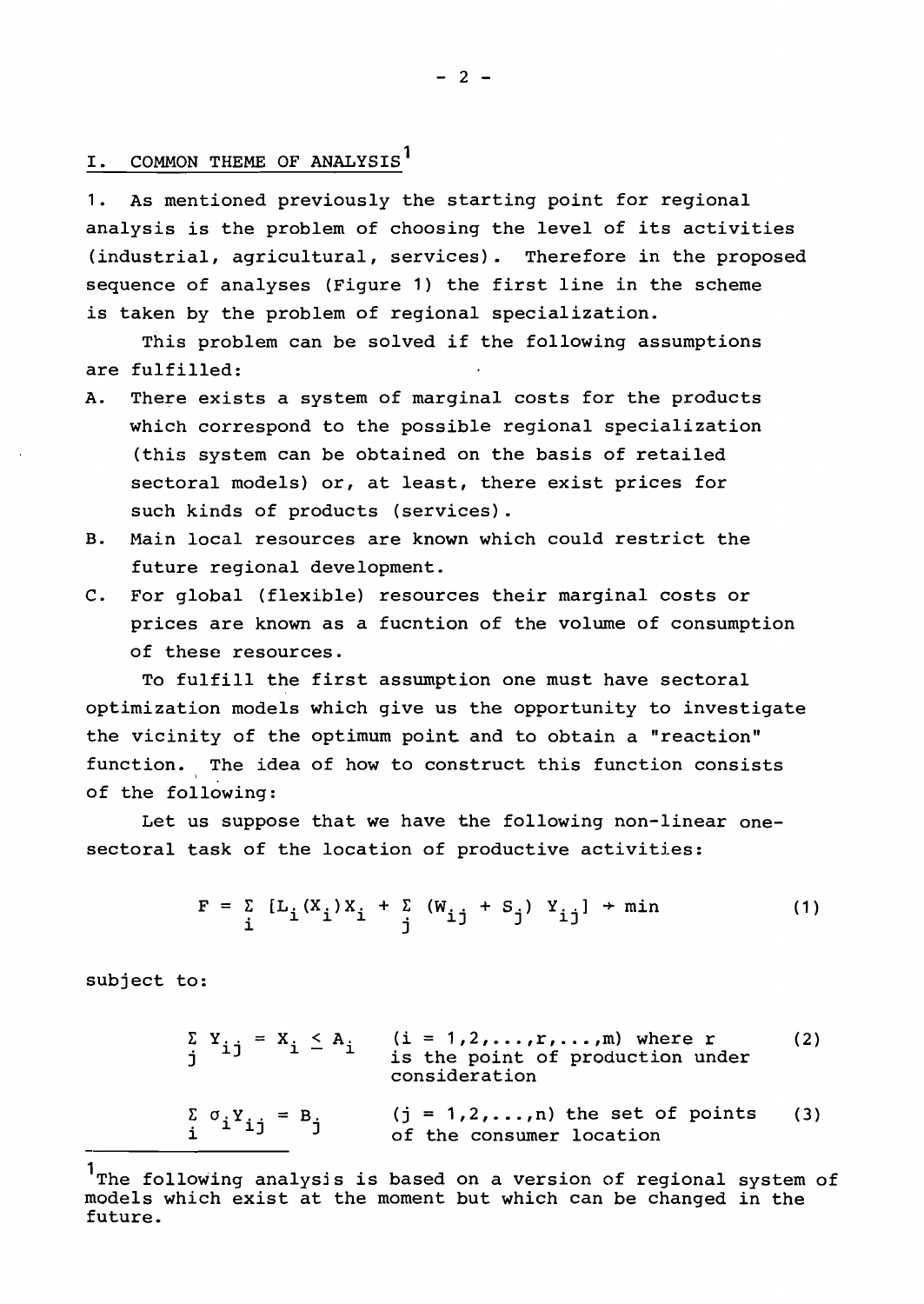## I. COMMON THEME OF ANALYSIS[1]

1. As mentioned previously the starting point for regional analysis is the problem of choosing the level of its activities (industrial, agricultural, services). Therefore in the proposed sequence of analyses (Figure 1) the first line in the scheme is taken by the problem of regional specialization.

This problem can be solved if the following assumptions are fulfilled:

A. There exists a system of marginal costs for the products which correspond to the possible regional specialization (this system can be obtained on the basis of retailed sectoral models) or, at least, there exist prices for such kinds of products (services).

B. Main local resources are known which could restrict the future regional development.

C. For global (flexible) resources their marginal costs or prices are known as a fucntion of the volume of consumption of these resources.

To fulfill the first assumption one must have sectoral optimization models which give us the opportunity to investigate the vicinity of the optimum point and to obtain a "reaction" function. The idea of how to construct this function consists of the following:

Let us suppose that we have the following non-linear one-sectoral task of the location of productive activities:

$$F = \sum_i [L_i(X_i)X_i + \sum_j (W_{ij} + S_j) Y_{ij}] \to \min \tag{1}$$

subject to:

$$\sum_j Y_{ij} = X_i \leq A_i \quad (i = 1,2,\ldots,r,\ldots,m) \text{ where } r \text{ is the point of production under consideration} \tag{2}$$

$$\sum_i \sigma_i Y_{ij} = B_j \quad (j = 1,2,\ldots,n) \text{ the set of points of the consumer location} \tag{3}$$

---

[1] The following analysis is based on a version of regional system of models which exist at the moment but which can be changed in the future.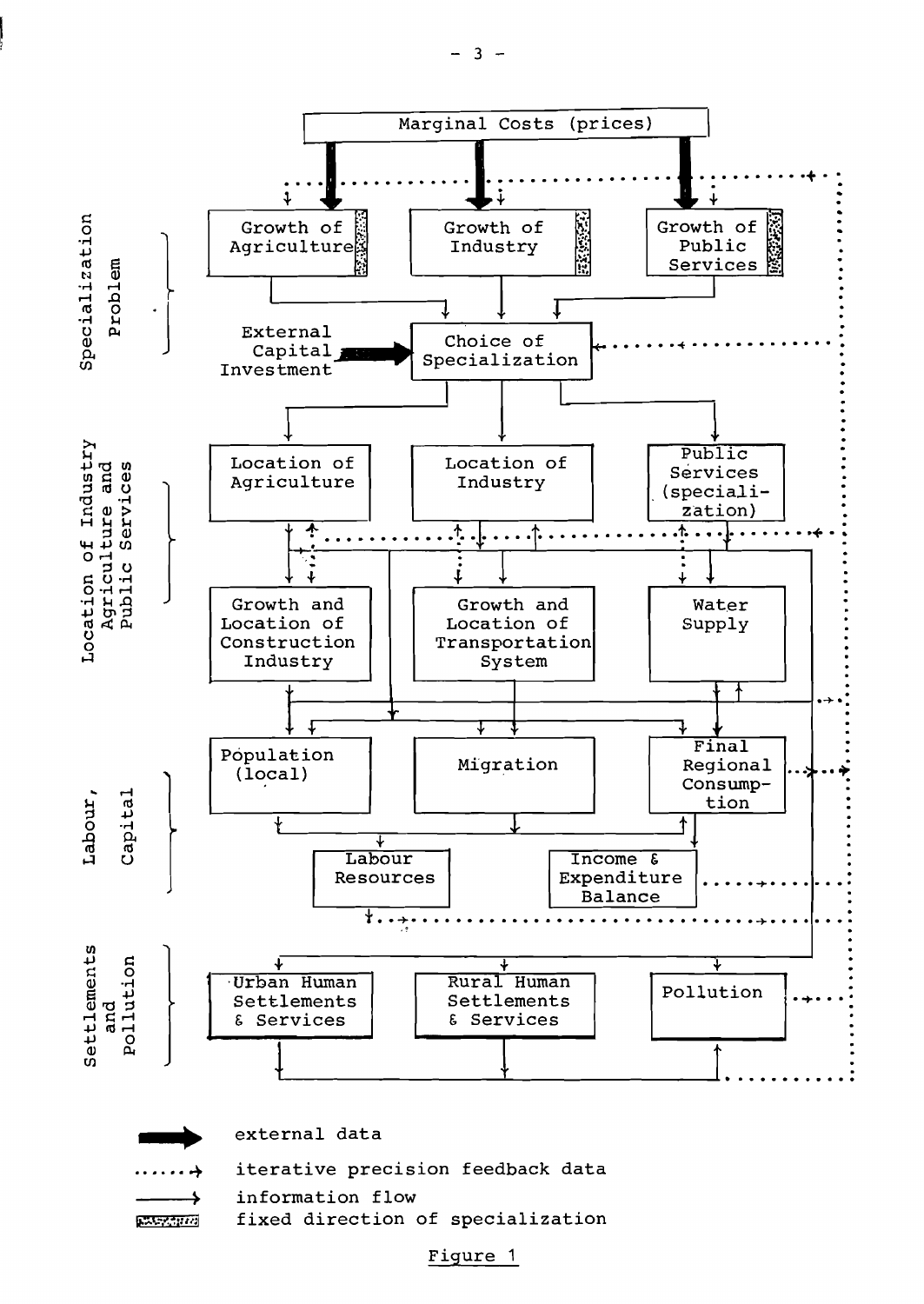Marginal Costs (prices)

**Specialization Problem**

- Growth of Agriculture
- Growth of Industry
- Growth of Public Services
- External Capital Investment
- Choice of Specialization

**Location of Industry Agriculture and Public Services**

- Location of Agriculture
- Location of Industry
- Public Services (specialization)
- Growth and Location of Construction Industry
- Growth and Location of Transportation System
- Water Supply

**Labour, Capital**

- Population (local)
- Migration
- Final Regional Consumption
- Labour Resources
- Income & Expenditure Balance

**Settlements and Pollution**

- Urban Human Settlements & Services
- Rural Human Settlements & Services
- Pollution

Legend:

- ➡ (thick arrow) external data
- ······→ iterative precision feedback data
- ——→ information flow
- (shaded) fixed direction of specialization

Figure 1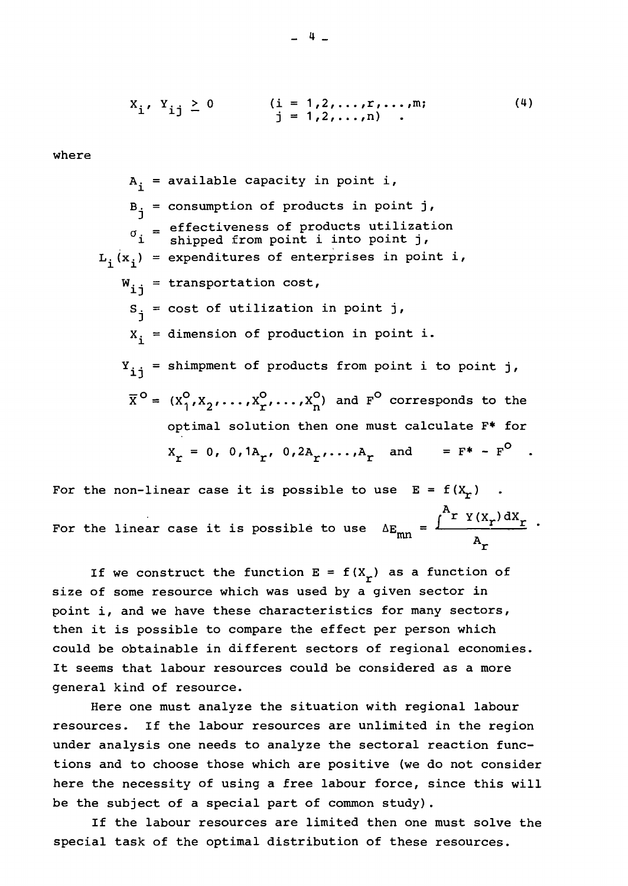$$X_i,\ Y_{ij} \geq 0 \qquad \begin{array}{l}(i = 1,2,\ldots,r,\ldots,m; \\ j = 1,2,\ldots,n)\end{array} \quad . \tag{4}$$

where

$A_i$ = available capacity in point i,

$B_j$ = consumption of products in point j,

$\sigma_i$ = effectiveness of products utilization shipped from point i into point j,

$L_i(x_i)$ = expenditures of enterprises in point i,

$W_{ij}$ = transportation cost,

$S_j$ = cost of utilization in point j,

$X_i$ = dimension of production in point i.

$Y_{ij}$ = shimpment of products from point i to point j,

$\overline{X}^o = (X_1^o, X_2, \ldots, X_r^o, \ldots, X_n^o)$ and $F^o$ corresponds to the optimal solution then one must calculate F* for $X_r = 0,\ 0{,}1A_r,\ 0{,}2A_r, \ldots, A_r$ and $\quad = F^* - F^o$ .

For the non-linear case it is possible to use $E = f(X_r)$ .

For the linear case it is possible to use $\Delta E_{mn} = \dfrac{\int^{A_r} Y(X_r)\,dX_r}{A_r}$ .

If we construct the function $E = f(X_r)$ as a function of size of some resource which was used by a given sector in point i, and we have these characteristics for many sectors, then it is possible to compare the effect per person which could be obtainable in different sectors of regional economies. It seems that labour resources could be considered as a more general kind of resource.

Here one must analyze the situation with regional labour resources. If the labour resources are unlimited in the region under analysis one needs to analyze the sectoral reaction functions and to choose those which are positive (we do not consider here the necessity of using a free labour force, since this will be the subject of a special part of common study).

If the labour resources are limited then one must solve the special task of the optimal distribution of these resources.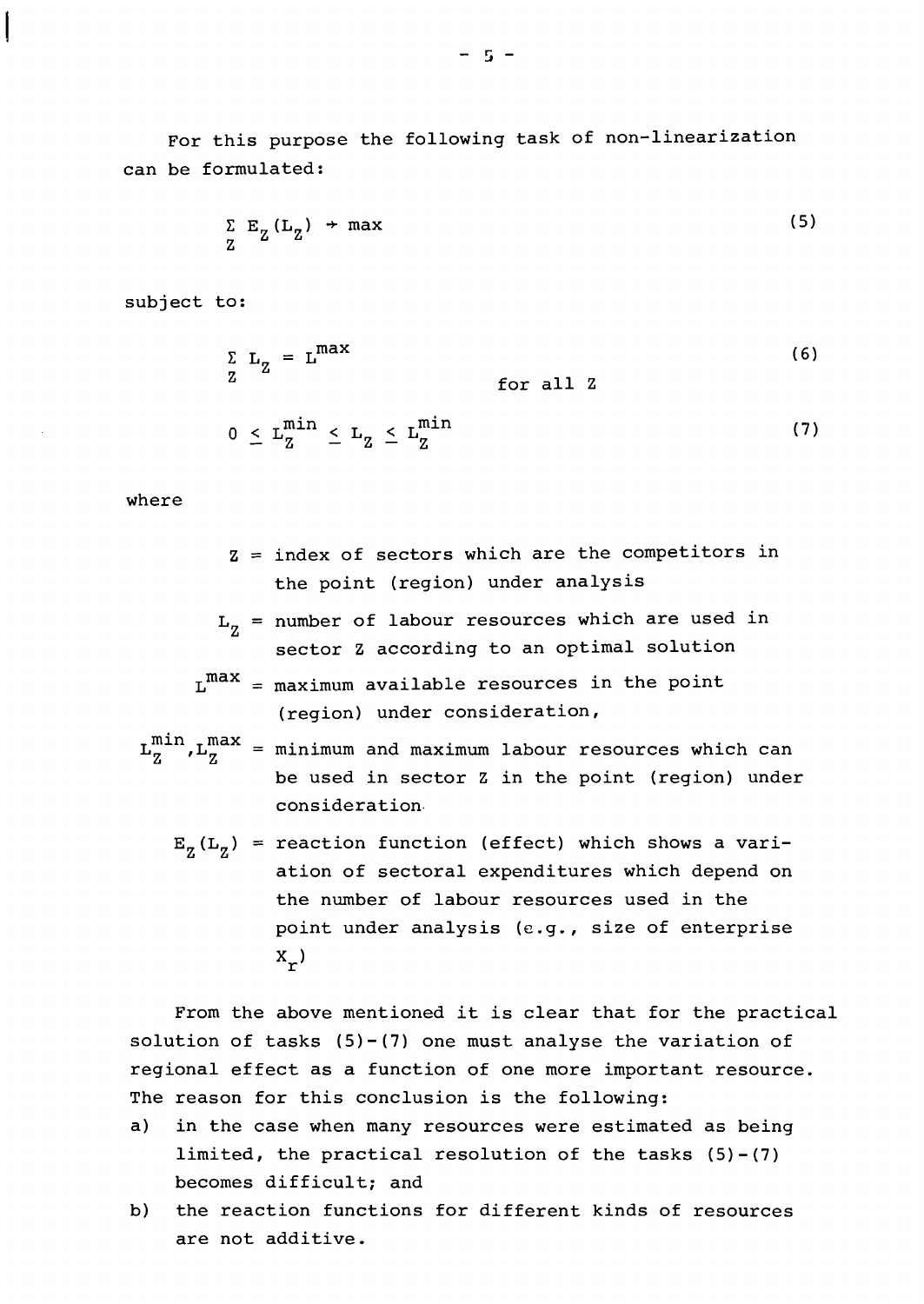For this purpose the following task of non-linearization can be formulated:

$$\sum_{Z} E_Z(L_Z) \rightarrow \max \tag{5}$$

subject to:

$$\sum_{Z} L_Z = L^{max} \tag{6}$$

for all Z

$$0 \leq L_Z^{min} \leq L_Z \leq L_Z^{min} \tag{7}$$

where

- $Z$ = index of sectors which are the competitors in the point (region) under analysis
- $L_Z$ = number of labour resources which are used in sector Z according to an optimal solution
- $L^{max}$ = maximum available resources in the point (region) under consideration,
- $L_Z^{min}, L_Z^{max}$ = minimum and maximum labour resources which can be used in sector Z in the point (region) under consideration.
- $E_Z(L_Z)$ = reaction function (effect) which shows a variation of sectoral expenditures which depend on the number of labour resources used in the point under analysis (e.g., size of enterprise $X_r$)

From the above mentioned it is clear that for the practical solution of tasks (5)-(7) one must analyse the variation of regional effect as a function of one more important resource. The reason for this conclusion is the following:

a) in the case when many resources were estimated as being limited, the practical resolution of the tasks (5)-(7) becomes difficult; and
b) the reaction functions for different kinds of resources are not additive.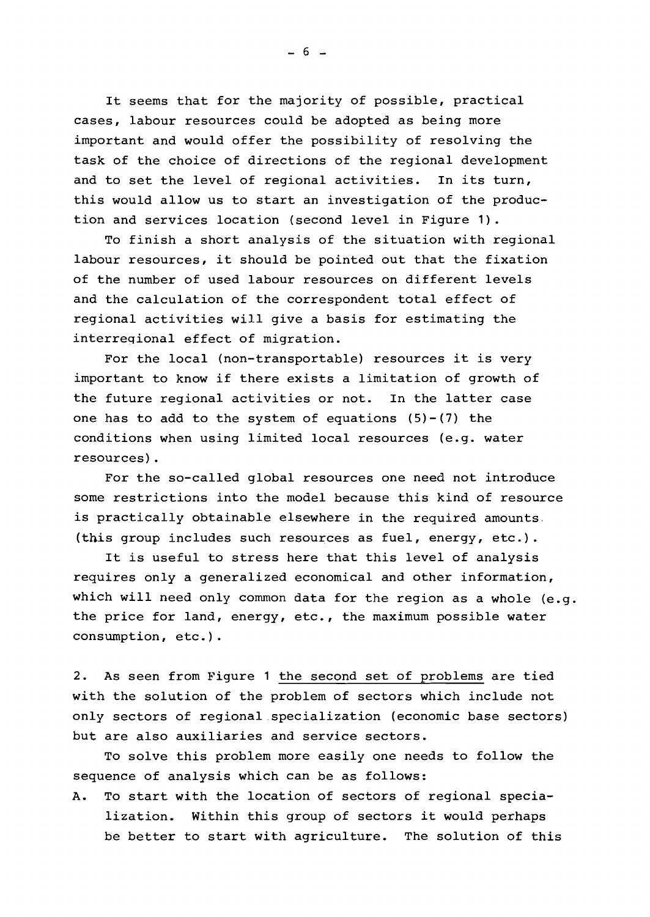It seems that for the majority of possible, practical cases, labour resources could be adopted as being more important and would offer the possibility of resolving the task of the choice of directions of the regional development and to set the level of regional activities. In its turn, this would allow us to start an investigation of the production and services location (second level in Figure 1).

To finish a short analysis of the situation with regional labour resources, it should be pointed out that the fixation of the number of used labour resources on different levels and the calculation of the correspondent total effect of regional activities will give a basis for estimating the interregional effect of migration.

For the local (non-transportable) resources it is very important to know if there exists a limitation of growth of the future regional activities or not. In the latter case one has to add to the system of equations (5)-(7) the conditions when using limited local resources (e.g. water resources).

For the so-called global resources one need not introduce some restrictions into the model because this kind of resource is practically obtainable elsewhere in the required amounts (this group includes such resources as fuel, energy, etc.).

It is useful to stress here that this level of analysis requires only a generalized economical and other information, which will need only common data for the region as a whole (e.g. the price for land, energy, etc., the maximum possible water consumption, etc.).

2. As seen from Figure 1 <u>the second set of problems</u> are tied with the solution of the problem of sectors which include not only sectors of regional specialization (economic base sectors) but are also auxiliaries and service sectors.

To solve this problem more easily one needs to follow the sequence of analysis which can be as follows:

A. To start with the location of sectors of regional specialization. Within this group of sectors it would perhaps be better to start with agriculture. The solution of this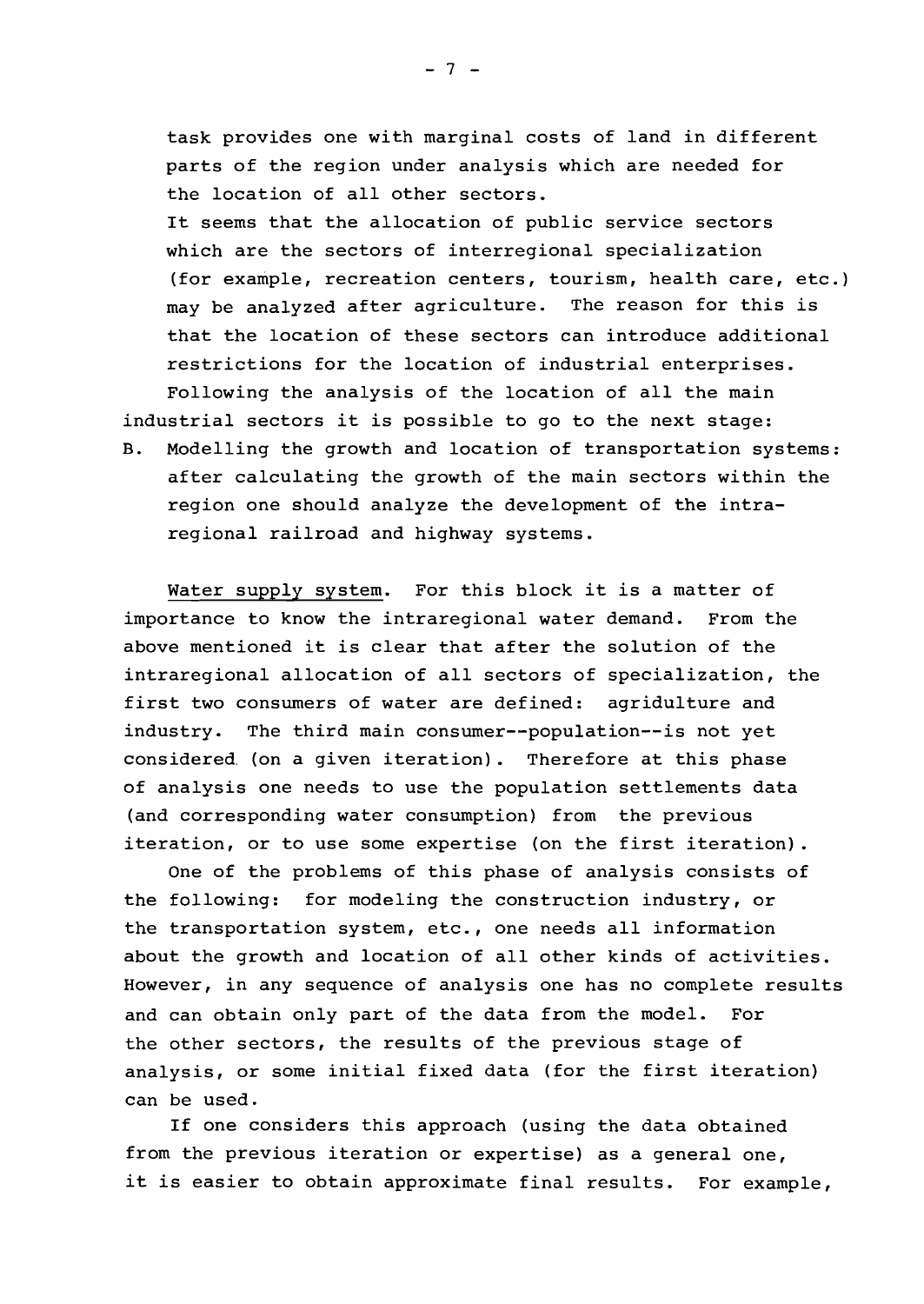task provides one with marginal costs of land in different parts of the region under analysis which are needed for the location of all other sectors.

It seems that the allocation of public service sectors which are the sectors of interregional specialization (for example, recreation centers, tourism, health care, etc.) may be analyzed after agriculture. The reason for this is that the location of these sectors can introduce additional restrictions for the location of industrial enterprises.

Following the analysis of the location of all the main industrial sectors it is possible to go to the next stage:

B. Modelling the growth and location of transportation systems: after calculating the growth of the main sectors within the region one should analyze the development of the intraregional railroad and highway systems.

<u>Water supply system</u>. For this block it is a matter of importance to know the intraregional water demand. From the above mentioned it is clear that after the solution of the intraregional allocation of all sectors of specialization, the first two consumers of water are defined: agridulture and industry. The third main consumer--population--is not yet considered (on a given iteration). Therefore at this phase of analysis one needs to use the population settlements data (and corresponding water consumption) from the previous iteration, or to use some expertise (on the first iteration).

One of the problems of this phase of analysis consists of the following: for modeling the construction industry, or the transportation system, etc., one needs all information about the growth and location of all other kinds of activities. However, in any sequence of analysis one has no complete results and can obtain only part of the data from the model. For the other sectors, the results of the previous stage of analysis, or some initial fixed data (for the first iteration) can be used.

If one considers this approach (using the data obtained from the previous iteration or expertise) as a general one, it is easier to obtain approximate final results. For example,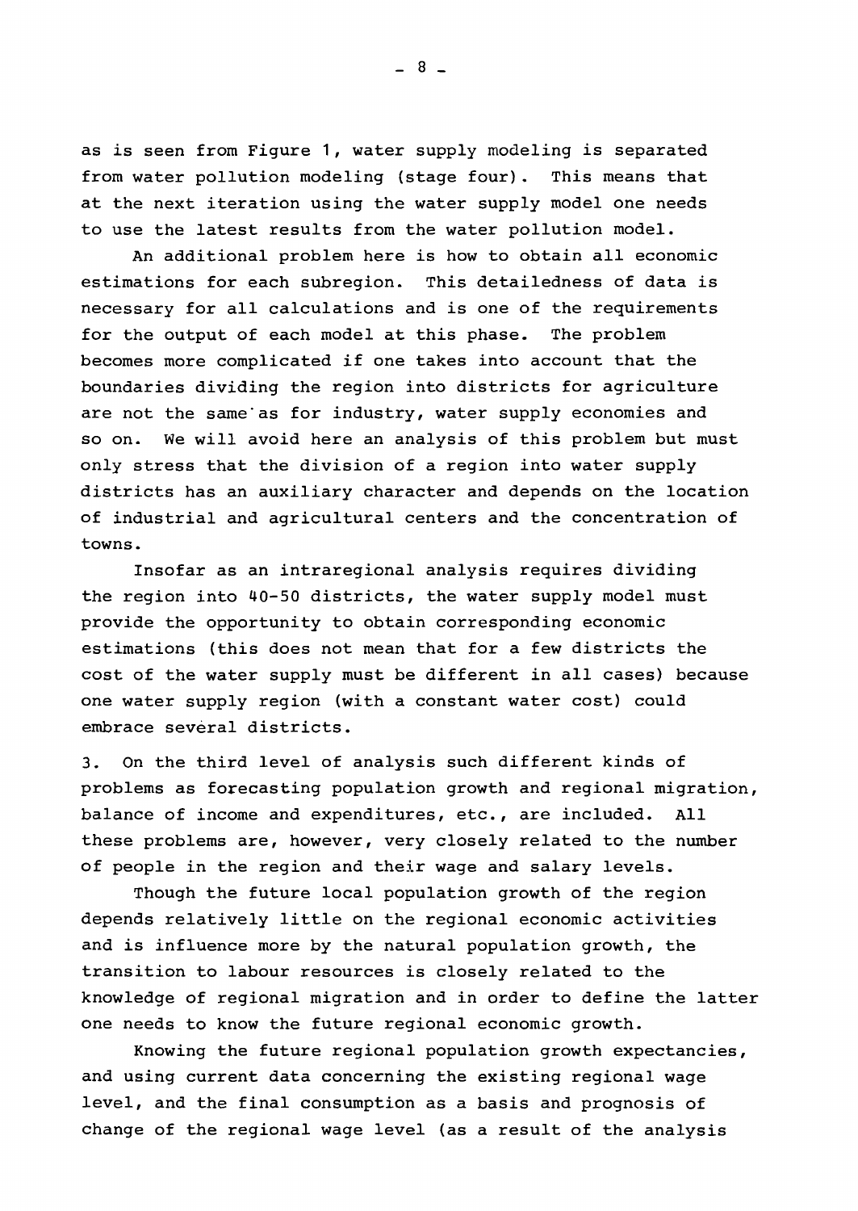as is seen from Figure 1, water supply modeling is separated from water pollution modeling (stage four). This means that at the next iteration using the water supply model one needs to use the latest results from the water pollution model.

An additional problem here is how to obtain all economic estimations for each subregion. This detailedness of data is necessary for all calculations and is one of the requirements for the output of each model at this phase. The problem becomes more complicated if one takes into account that the boundaries dividing the region into districts for agriculture are not the same as for industry, water supply economies and so on. We will avoid here an analysis of this problem but must only stress that the division of a region into water supply districts has an auxiliary character and depends on the location of industrial and agricultural centers and the concentration of towns.

Insofar as an intraregional analysis requires dividing the region into 40-50 districts, the water supply model must provide the opportunity to obtain corresponding economic estimations (this does not mean that for a few districts the cost of the water supply must be different in all cases) because one water supply region (with a constant water cost) could embrace several districts.

3. On the third level of analysis such different kinds of problems as forecasting population growth and regional migration, balance of income and expenditures, etc., are included. All these problems are, however, very closely related to the number of people in the region and their wage and salary levels.

Though the future local population growth of the region depends relatively little on the regional economic activities and is influence more by the natural population growth, the transition to labour resources is closely related to the knowledge of regional migration and in order to define the latter one needs to know the future regional economic growth.

Knowing the future regional population growth expectancies, and using current data concerning the existing regional wage level, and the final consumption as a basis and prognosis of change of the regional wage level (as a result of the analysis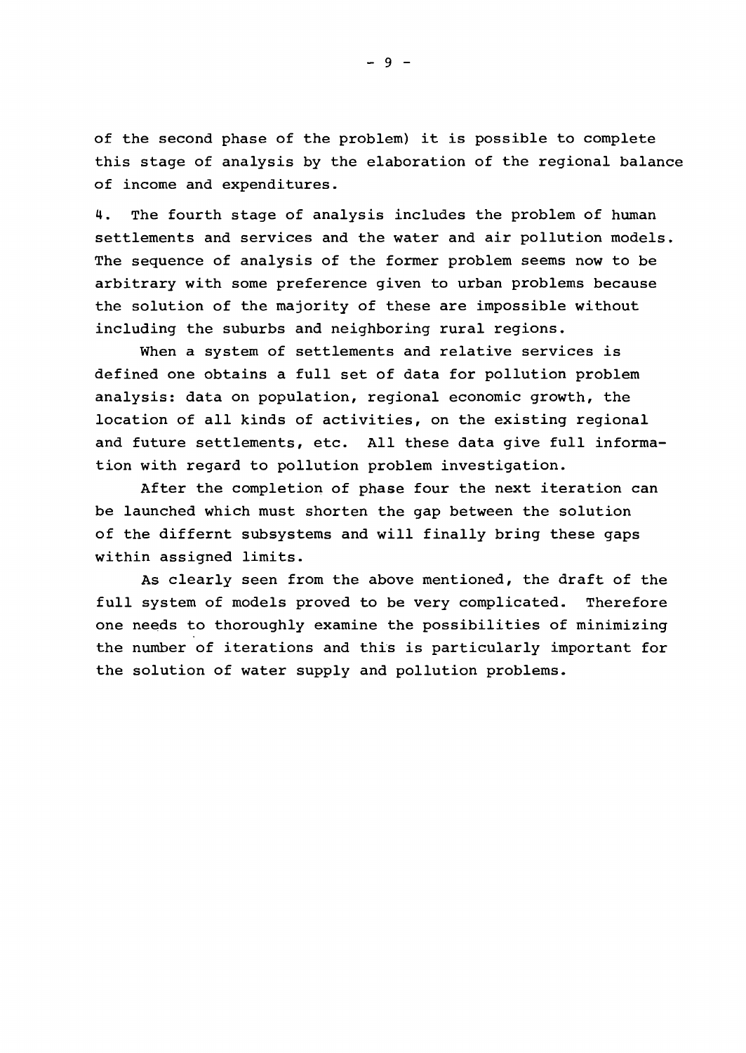of the second phase of the problem) it is possible to complete this stage of analysis by the elaboration of the regional balance of income and expenditures.

4. The fourth stage of analysis includes the problem of human settlements and services and the water and air pollution models. The sequence of analysis of the former problem seems now to be arbitrary with some preference given to urban problems because the solution of the majority of these are impossible without including the suburbs and neighboring rural regions.

When a system of settlements and relative services is defined one obtains a full set of data for pollution problem analysis: data on population, regional economic growth, the location of all kinds of activities, on the existing regional and future settlements, etc. All these data give full information with regard to pollution problem investigation.

After the completion of phase four the next iteration can be launched which must shorten the gap between the solution of the differnt subsystems and will finally bring these gaps within assigned limits.

As clearly seen from the above mentioned, the draft of the full system of models proved to be very complicated. Therefore one needs to thoroughly examine the possibilities of minimizing the number of iterations and this is particularly important for the solution of water supply and pollution problems.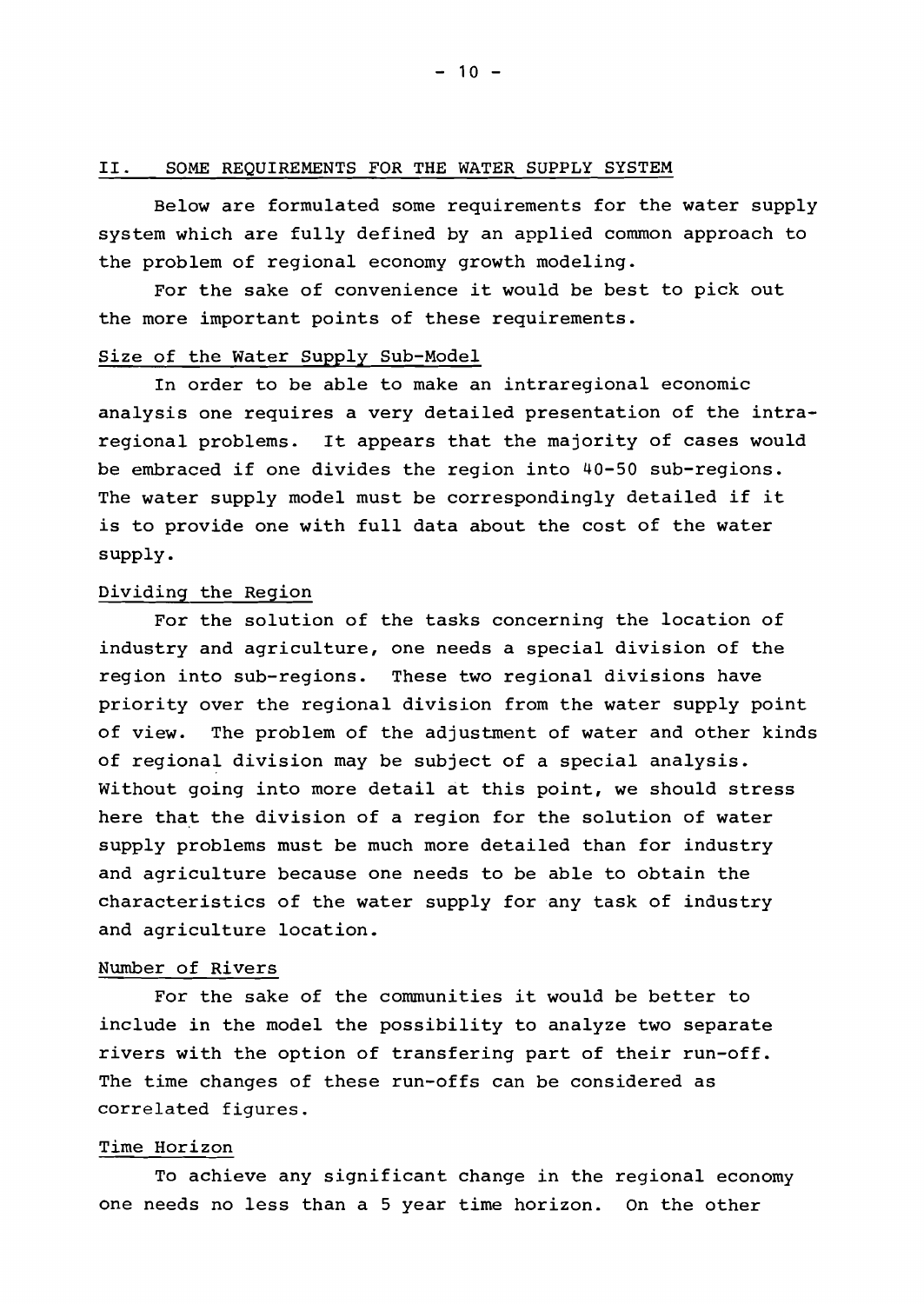## II. SOME REQUIREMENTS FOR THE WATER SUPPLY SYSTEM

Below are formulated some requirements for the water supply system which are fully defined by an applied common approach to the problem of regional economy growth modeling.

For the sake of convenience it would be best to pick out the more important points of these requirements.

### Size of the Water Supply Sub-Model

In order to be able to make an intraregional economic analysis one requires a very detailed presentation of the intra-regional problems. It appears that the majority of cases would be embraced if one divides the region into 40-50 sub-regions. The water supply model must be correspondingly detailed if it is to provide one with full data about the cost of the water supply.

### Dividing the Region

For the solution of the tasks concerning the location of industry and agriculture, one needs a special division of the region into sub-regions. These two regional divisions have priority over the regional division from the water supply point of view. The problem of the adjustment of water and other kinds of regional division may be subject of a special analysis. Without going into more detail at this point, we should stress here that the division of a region for the solution of water supply problems must be much more detailed than for industry and agriculture because one needs to be able to obtain the characteristics of the water supply for any task of industry and agriculture location.

### Number of Rivers

For the sake of the communities it would be better to include in the model the possibility to analyze two separate rivers with the option of transfering part of their run-off. The time changes of these run-offs can be considered as correlated figures.

### Time Horizon

To achieve any significant change in the regional economy one needs no less than a 5 year time horizon. On the other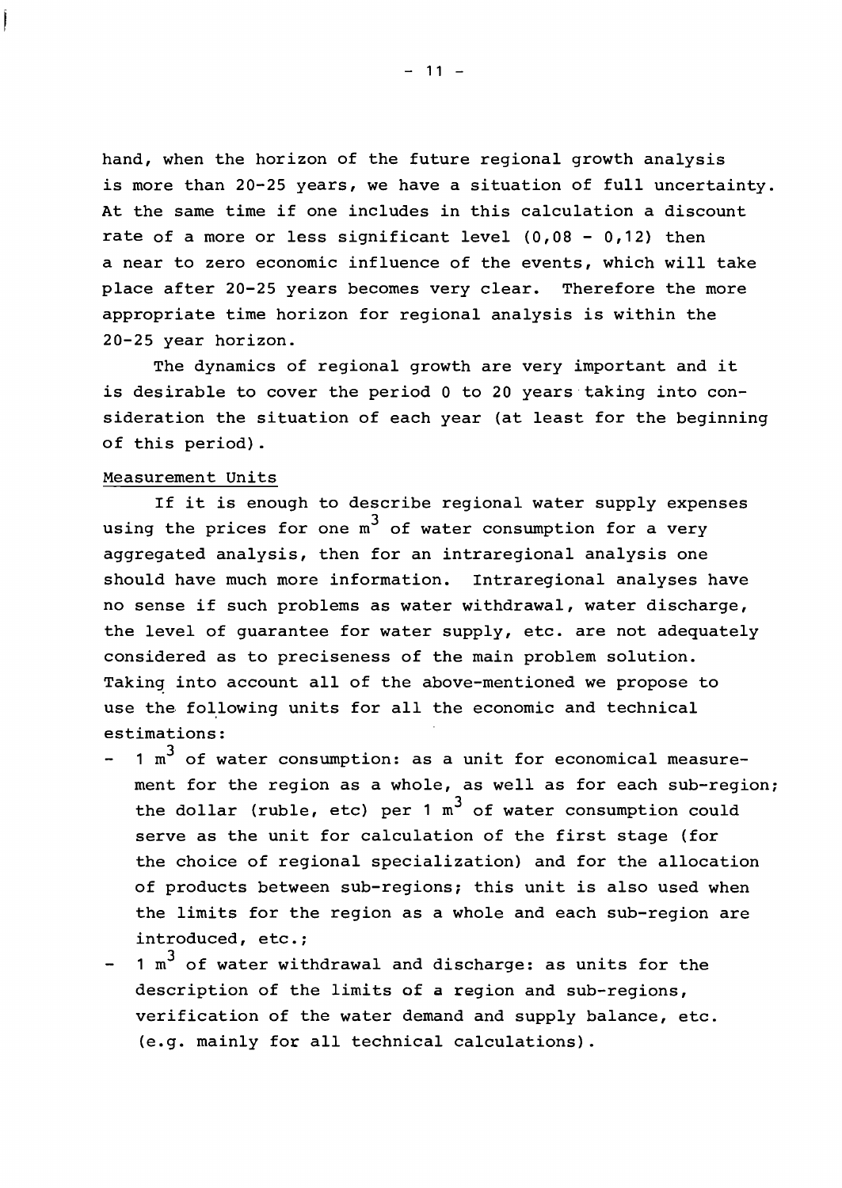hand, when the horizon of the future regional growth analysis is more than 20-25 years, we have a situation of full uncertainty. At the same time if one includes in this calculation a discount rate of a more or less significant level (0,08 - 0,12) then a near to zero economic influence of the events, which will take place after 20-25 years becomes very clear. Therefore the more appropriate time horizon for regional analysis is within the 20-25 year horizon.

The dynamics of regional growth are very important and it is desirable to cover the period 0 to 20 years taking into consideration the situation of each year (at least for the beginning of this period).

Measurement Units

If it is enough to describe regional water supply expenses using the prices for one $m^3$ of water consumption for a very aggregated analysis, then for an intraregional analysis one should have much more information. Intraregional analyses have no sense if such problems as water withdrawal, water discharge, the level of guarantee for water supply, etc. are not adequately considered as to preciseness of the main problem solution. Taking into account all of the above-mentioned we propose to use the following units for all the economic and technical estimations:

- 1 $m^3$ of water consumption: as a unit for economical measurement for the region as a whole, as well as for each sub-region; the dollar (ruble, etc) per 1 $m^3$ of water consumption could serve as the unit for calculation of the first stage (for the choice of regional specialization) and for the allocation of products between sub-regions; this unit is also used when the limits for the region as a whole and each sub-region are introduced, etc.;
- 1 $m^3$ of water withdrawal and discharge: as units for the description of the limits of a region and sub-regions, verification of the water demand and supply balance, etc. (e.g. mainly for all technical calculations).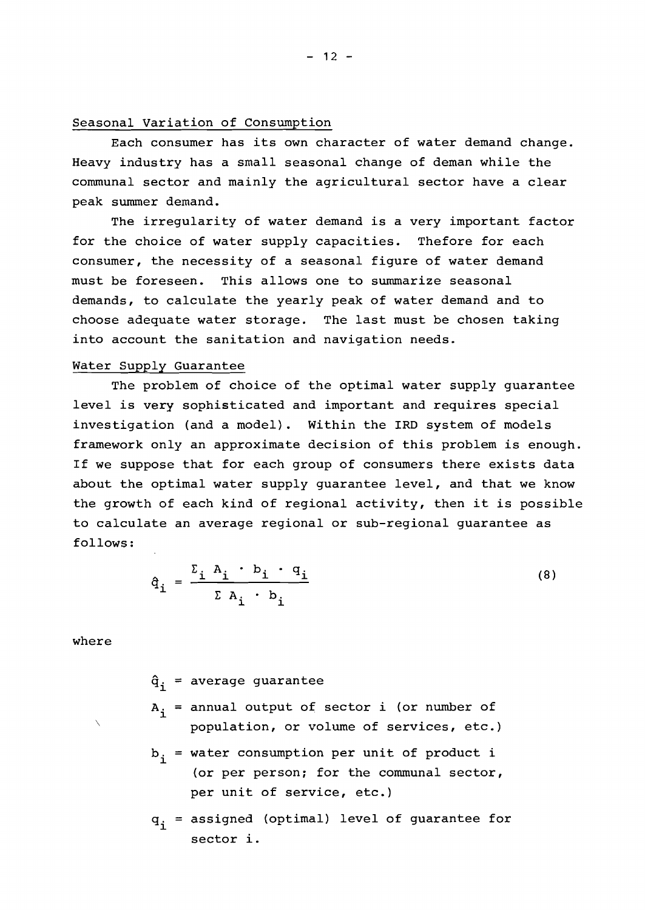## Seasonal Variation of Consumption

Each consumer has its own character of water demand change. Heavy industry has a small seasonal change of deman while the communal sector and mainly the agricultural sector have a clear peak summer demand.

The irregularity of water demand is a very important factor for the choice of water supply capacities. Thefore for each consumer, the necessity of a seasonal figure of water demand must be foreseen. This allows one to summarize seasonal demands, to calculate the yearly peak of water demand and to choose adequate water storage. The last must be chosen taking into account the sanitation and navigation needs.

## Water Supply Guarantee

The problem of choice of the optimal water supply guarantee level is very sophisticated and important and requires special investigation (and a model). Within the IRD system of models framework only an approximate decision of this problem is enough. If we suppose that for each group of consumers there exists data about the optimal water supply guarantee level, and that we know the growth of each kind of regional activity, then it is possible to calculate an average regional or sub-regional guarantee as follows:

$$\hat{q}_i = \frac{\Sigma_i \, A_i \cdot b_i \cdot q_i}{\Sigma \, A_i \cdot b_i} \tag{8}$$

where

- $\hat{q}_i$ = average guarantee
- $A_i$ = annual output of sector i (or number of population, or volume of services, etc.)
- $b_i$ = water consumption per unit of product i (or per person; for the communal sector, per unit of service, etc.)
- $q_i$ = assigned (optimal) level of guarantee for sector i.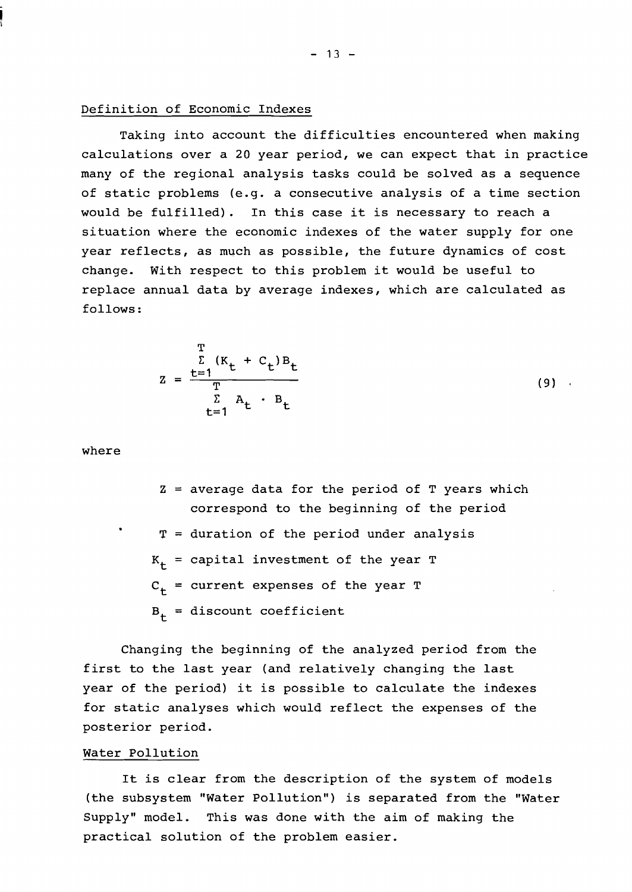## Definition of Economic Indexes

Taking into account the difficulties encountered when making calculations over a 20 year period, we can expect that in practice many of the regional analysis tasks could be solved as a sequence of static problems (e.g. a consecutive analysis of a time section would be fulfilled). In this case it is necessary to reach a situation where the economic indexes of the water supply for one year reflects, as much as possible, the future dynamics of cost change. With respect to this problem it would be useful to replace annual data by average indexes, which are calculated as follows:

$$Z = \frac{\sum_{t=1}^{T} (K_t + C_t) B_t}{\sum_{t=1}^{T} A_t \cdot B_t} \qquad (9)$$

where

- $Z$ = average data for the period of T years which correspond to the beginning of the period
- $T$ = duration of the period under analysis
- $K_t$ = capital investment of the year T
- $C_t$ = current expenses of the year T
- $B_t$ = discount coefficient

Changing the beginning of the analyzed period from the first to the last year (and relatively changing the last year of the period) it is possible to calculate the indexes for static analyses which would reflect the expenses of the posterior period.

## Water Pollution

It is clear from the description of the system of models (the subsystem "Water Pollution") is separated from the "Water Supply" model. This was done with the aim of making the practical solution of the problem easier.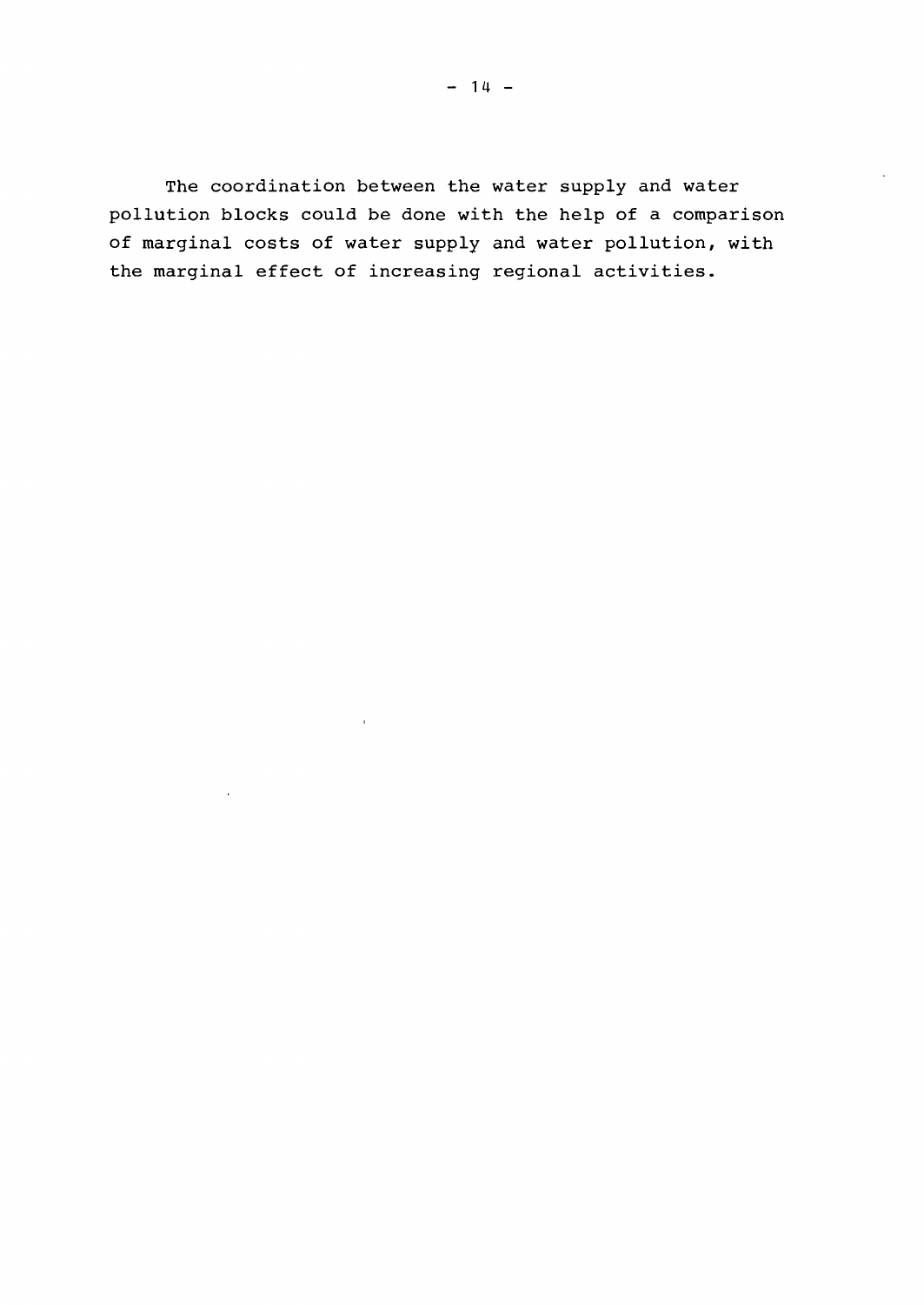The coordination between the water supply and water pollution blocks could be done with the help of a comparison of marginal costs of water supply and water pollution, with the marginal effect of increasing regional activities.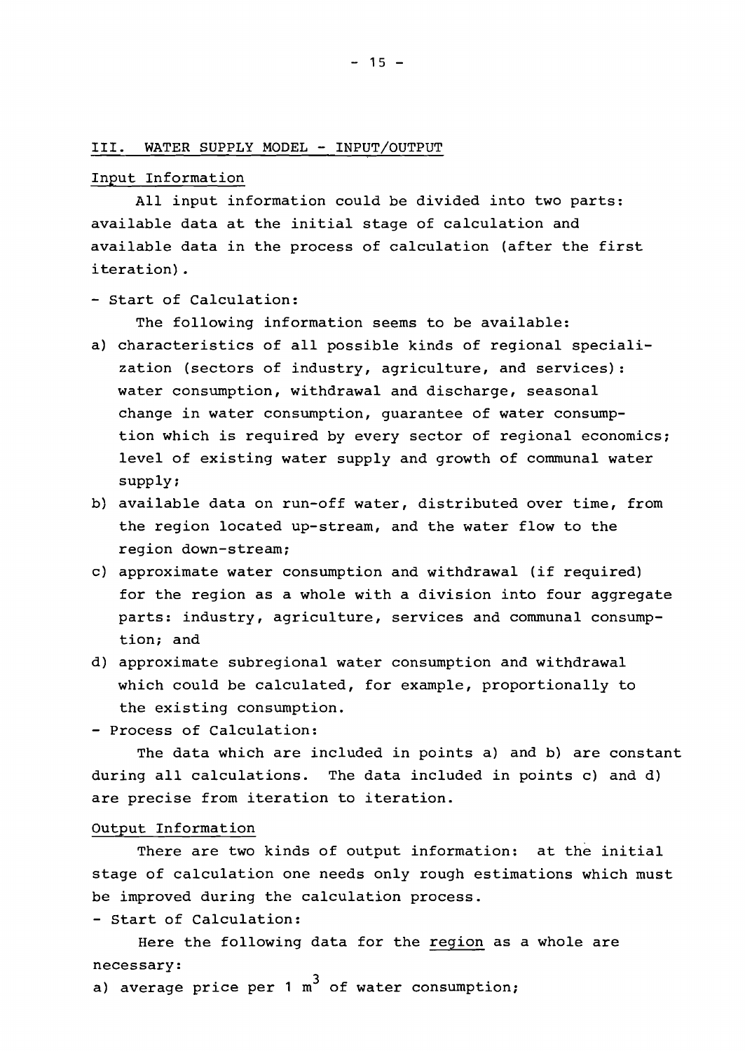## III. WATER SUPPLY MODEL - INPUT/OUTPUT

### Input Information

All input information could be divided into two parts: available data at the initial stage of calculation and available data in the process of calculation (after the first iteration).

- Start of Calculation:

The following information seems to be available:

a) characteristics of all possible kinds of regional specialization (sectors of industry, agriculture, and services): water consumption, withdrawal and discharge, seasonal change in water consumption, guarantee of water consumption which is required by every sector of regional economics; level of existing water supply and growth of communal water supply;

b) available data on run-off water, distributed over time, from the region located up-stream, and the water flow to the region down-stream;

c) approximate water consumption and withdrawal (if required) for the region as a whole with a division into four aggregate parts: industry, agriculture, services and communal consumption; and

d) approximate subregional water consumption and withdrawal which could be calculated, for example, proportionally to the existing consumption.

- Process of Calculation:

The data which are included in points a) and b) are constant during all calculations. The data included in points c) and d) are precise from iteration to iteration.

### Output Information

There are two kinds of output information: at the initial stage of calculation one needs only rough estimations which must be improved during the calculation process.

- Start of Calculation:

Here the following data for the region as a whole are necessary:

a) average price per 1 $m^3$ of water consumption;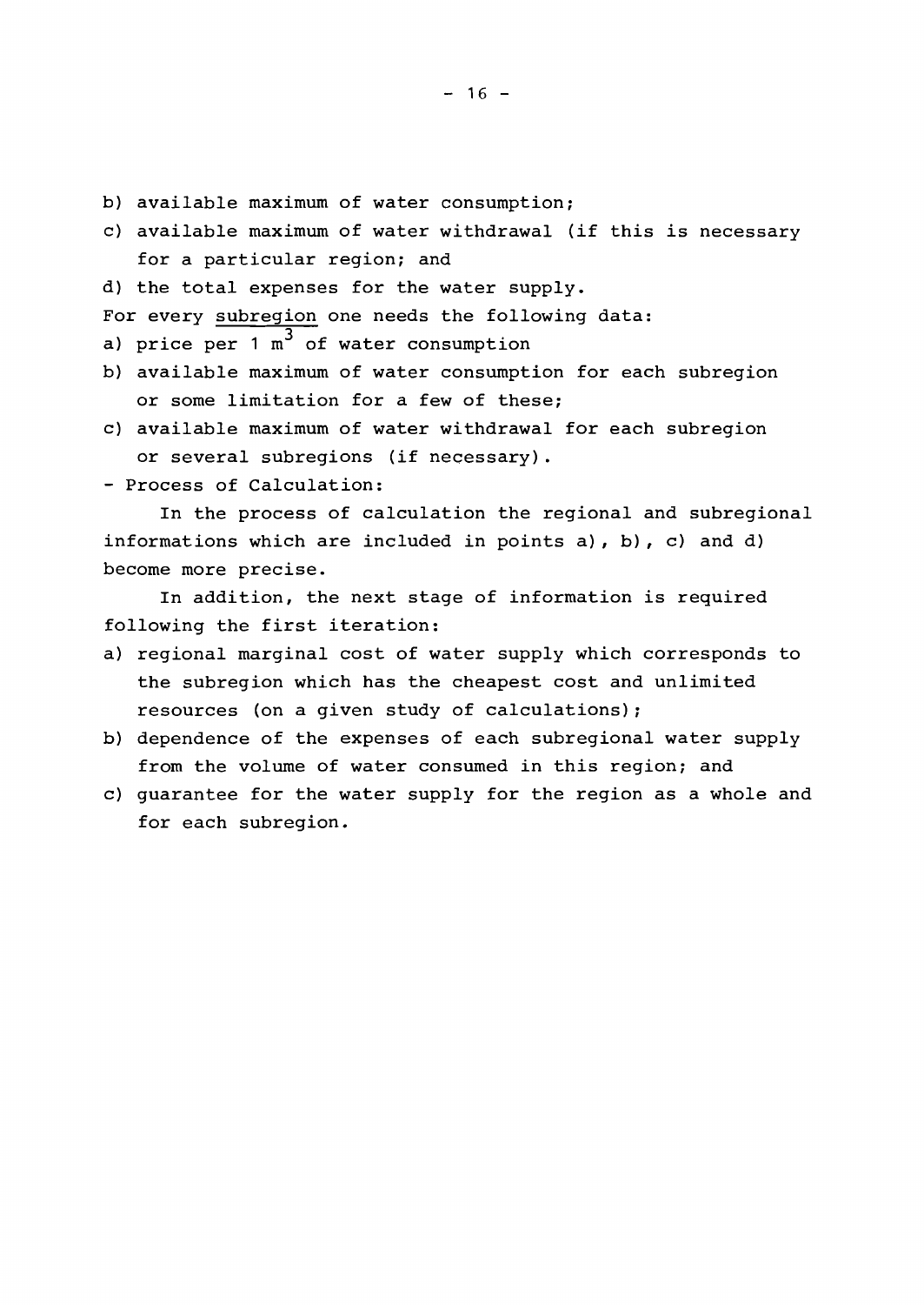b) available maximum of water consumption;

c) available maximum of water withdrawal (if this is necessary for a particular region; and

d) the total expenses for the water supply.

For every <u>subregion</u> one needs the following data:

a) price per 1 $m^3$ of water consumption

b) available maximum of water consumption for each subregion or some limitation for a few of these;

c) available maximum of water withdrawal for each subregion or several subregions (if necessary).

- Process of Calculation:

In the process of calculation the regional and subregional informations which are included in points a), b), c) and d) become more precise.

In addition, the next stage of information is required following the first iteration:

a) regional marginal cost of water supply which corresponds to the subregion which has the cheapest cost and unlimited resources (on a given study of calculations);

b) dependence of the expenses of each subregional water supply from the volume of water consumed in this region; and

c) guarantee for the water supply for the region as a whole and for each subregion.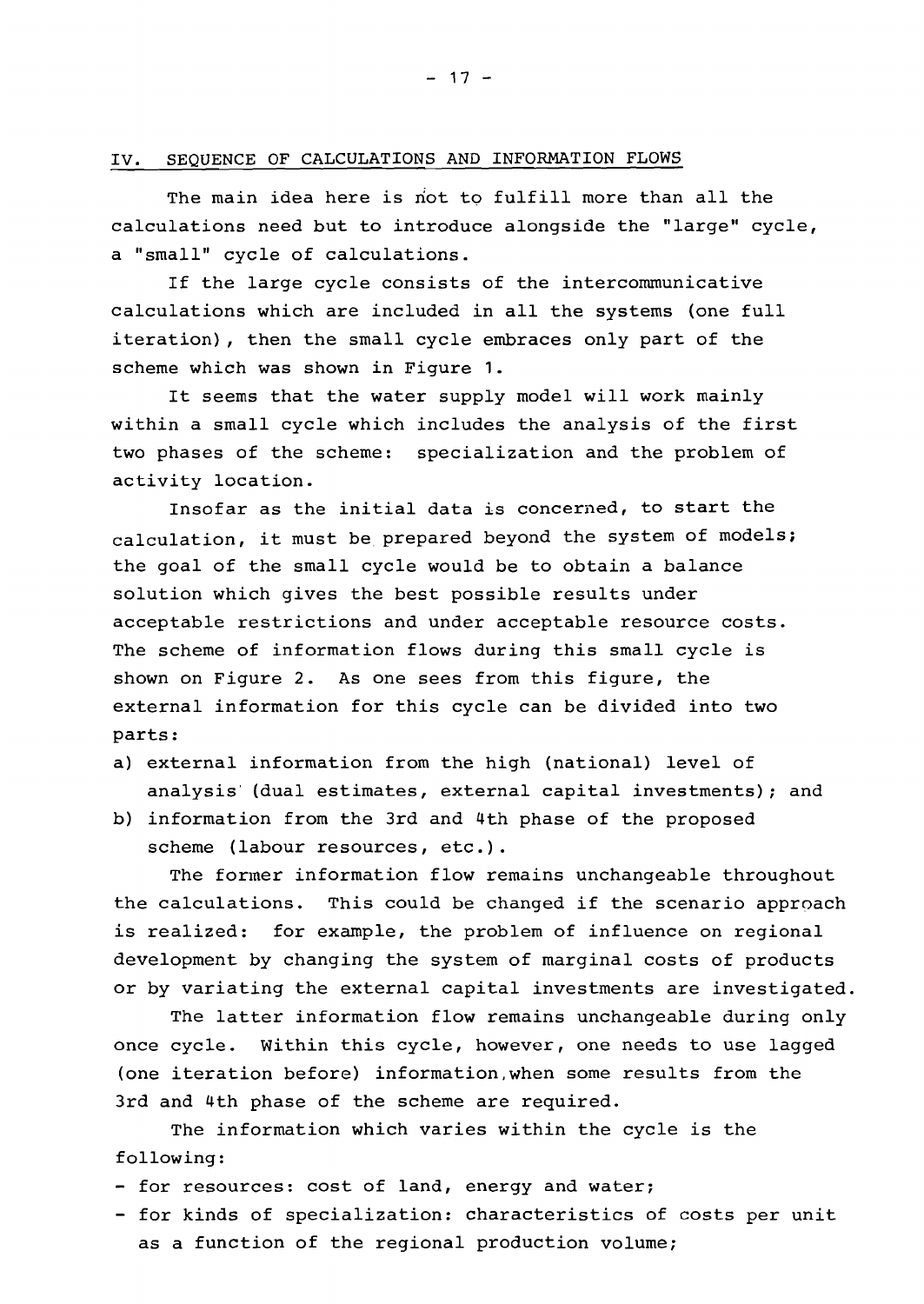## IV. SEQUENCE OF CALCULATIONS AND INFORMATION FLOWS

The main idea here is not to fulfill more than all the calculations need but to introduce alongside the "large" cycle, a "small" cycle of calculations.

If the large cycle consists of the intercommunicative calculations which are included in all the systems (one full iteration), then the small cycle embraces only part of the scheme which was shown in Figure 1.

It seems that the water supply model will work mainly within a small cycle which includes the analysis of the first two phases of the scheme: specialization and the problem of activity location.

Insofar as the initial data is concerned, to start the calculation, it must be prepared beyond the system of models; the goal of the small cycle would be to obtain a balance solution which gives the best possible results under acceptable restrictions and under acceptable resource costs. The scheme of information flows during this small cycle is shown on Figure 2. As one sees from this figure, the external information for this cycle can be divided into two parts:

a) external information from the high (national) level of analysis (dual estimates, external capital investments); and
b) information from the 3rd and 4th phase of the proposed scheme (labour resources, etc.).

The former information flow remains unchangeable throughout the calculations. This could be changed if the scenario approach is realized: for example, the problem of influence on regional development by changing the system of marginal costs of products or by variating the external capital investments are investigated.

The latter information flow remains unchangeable during only once cycle. Within this cycle, however, one needs to use lagged (one iteration before) information, when some results from the 3rd and 4th phase of the scheme are required.

The information which varies within the cycle is the following:

- for resources: cost of land, energy and water;
- for kinds of specialization: characteristics of costs per unit as a function of the regional production volume;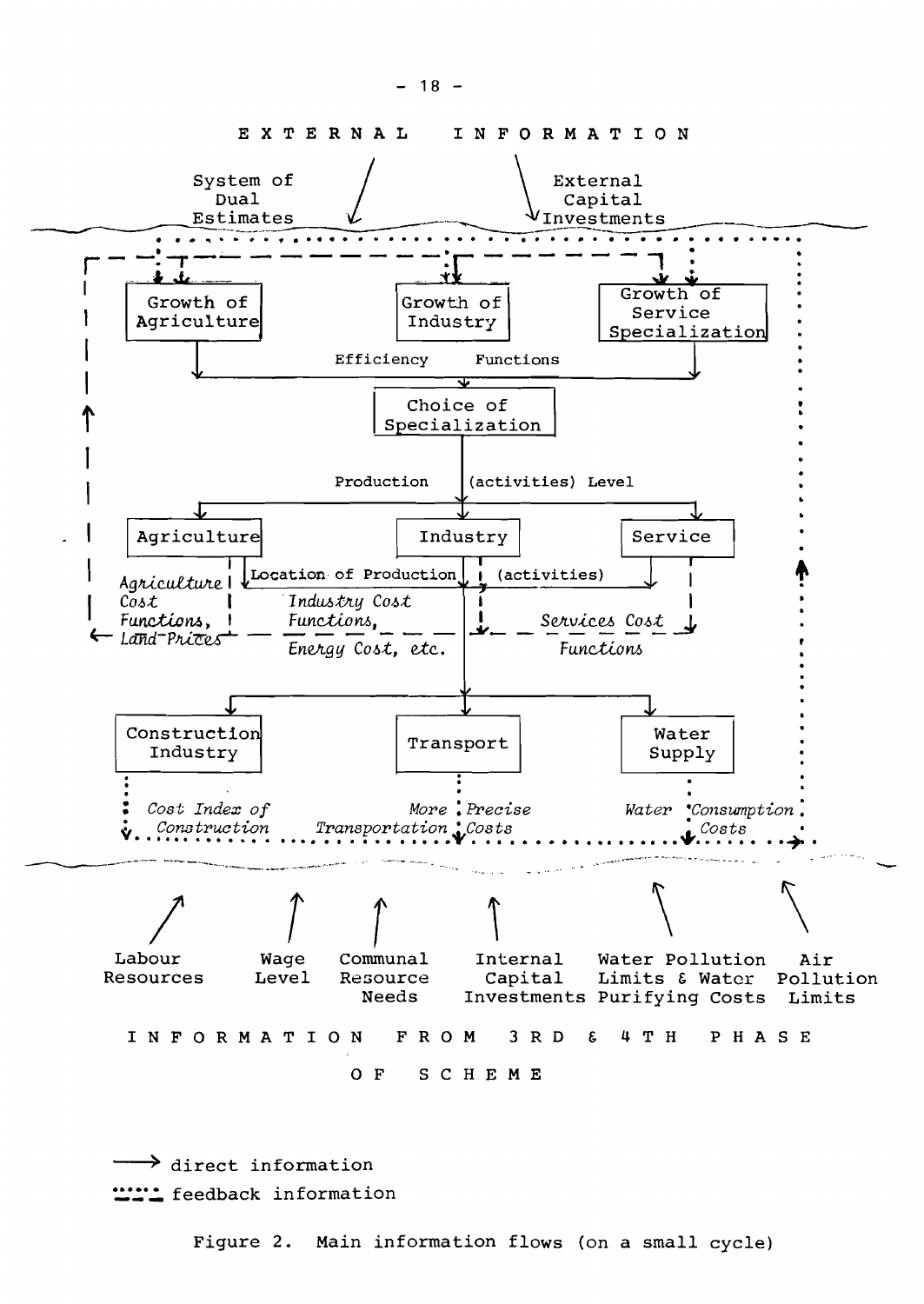EXTERNAL INFORMATION

System of Dual Estimates

External Capital Investments

Growth of Agriculture

Growth of Industry

Growth of Service Specialization

Efficiency Functions

Choice of Specialization

Production (activities) Level

Agriculture

Industry

Service

Location of Production (activities)

*Agriculture Cost Functions, Land Prices*

*Industry Cost Functions,*

*Energy Cost, etc.*

*Services Cost Functions*

Construction Industry

Transport

Water Supply

*Cost Index of Construction*

*More Precise Transportation Costs*

*Water Consumption Costs*

Labour Resources

Wage Level

Communal Resource Needs

Internal Capital Investments

Water Pollution Limits & Water Purifying Costs

Air Pollution Limits

INFORMATION FROM 3RD & 4TH PHASE OF SCHEME

⟶ direct information

····· feedback information

Figure 2. Main information flows (on a small cycle)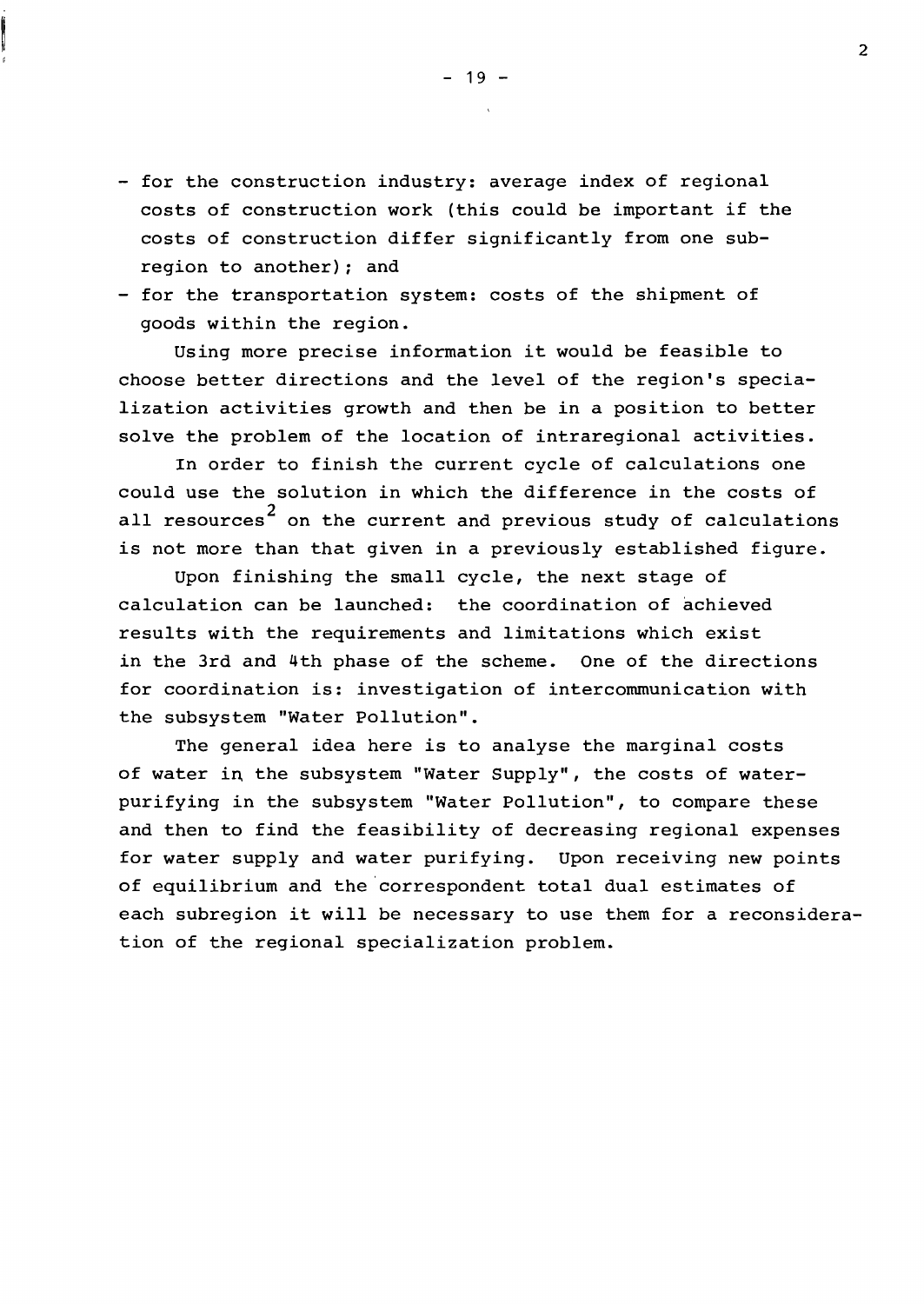- for the construction industry: average index of regional costs of construction work (this could be important if the costs of construction differ significantly from one sub-region to another); and
- for the transportation system: costs of the shipment of goods within the region.

Using more precise information it would be feasible to choose better directions and the level of the region's specialization activities growth and then be in a position to better solve the problem of the location of intraregional activities.

In order to finish the current cycle of calculations one could use the solution in which the difference in the costs of all resources[2] on the current and previous study of calculations is not more than that given in a previously established figure.

Upon finishing the small cycle, the next stage of calculation can be launched: the coordination of achieved results with the requirements and limitations which exist in the 3rd and 4th phase of the scheme. One of the directions for coordination is: investigation of intercommunication with the subsystem "Water Pollution".

The general idea here is to analyse the marginal costs of water in the subsystem "Water Supply", the costs of water-purifying in the subsystem "Water Pollution", to compare these and then to find the feasibility of decreasing regional expenses for water supply and water purifying. Upon receiving new points of equilibrium and the correspondent total dual estimates of each subregion it will be necessary to use them for a reconsideration of the regional specialization problem.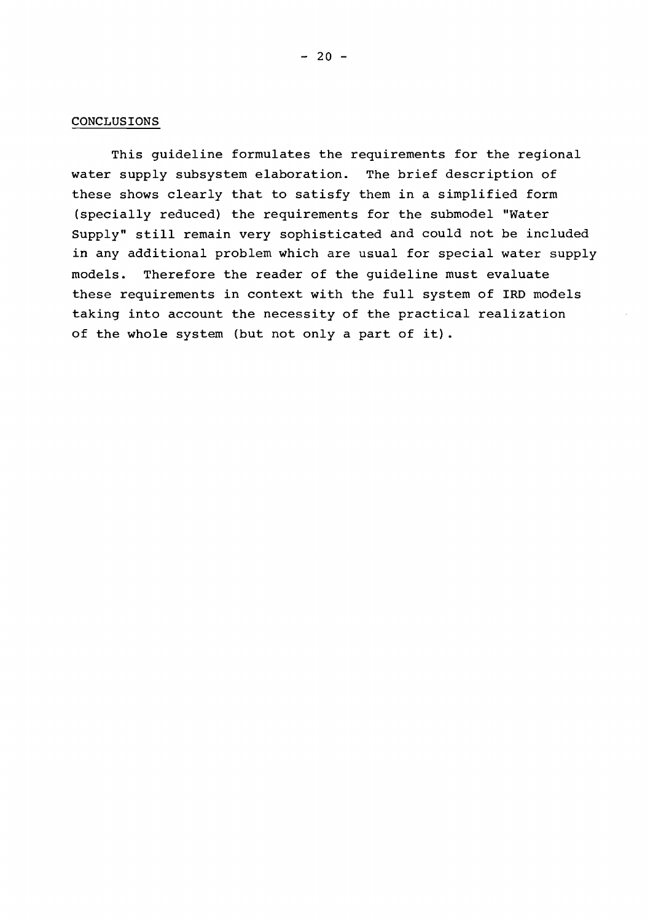## CONCLUSIONS

This guideline formulates the requirements for the regional water supply subsystem elaboration. The brief description of these shows clearly that to satisfy them in a simplified form (specially reduced) the requirements for the submodel "Water Supply" still remain very sophisticated and could not be included in any additional problem which are usual for special water supply models. Therefore the reader of the guideline must evaluate these requirements in context with the full system of IRD models taking into account the necessity of the practical realization of the whole system (but not only a part of it).